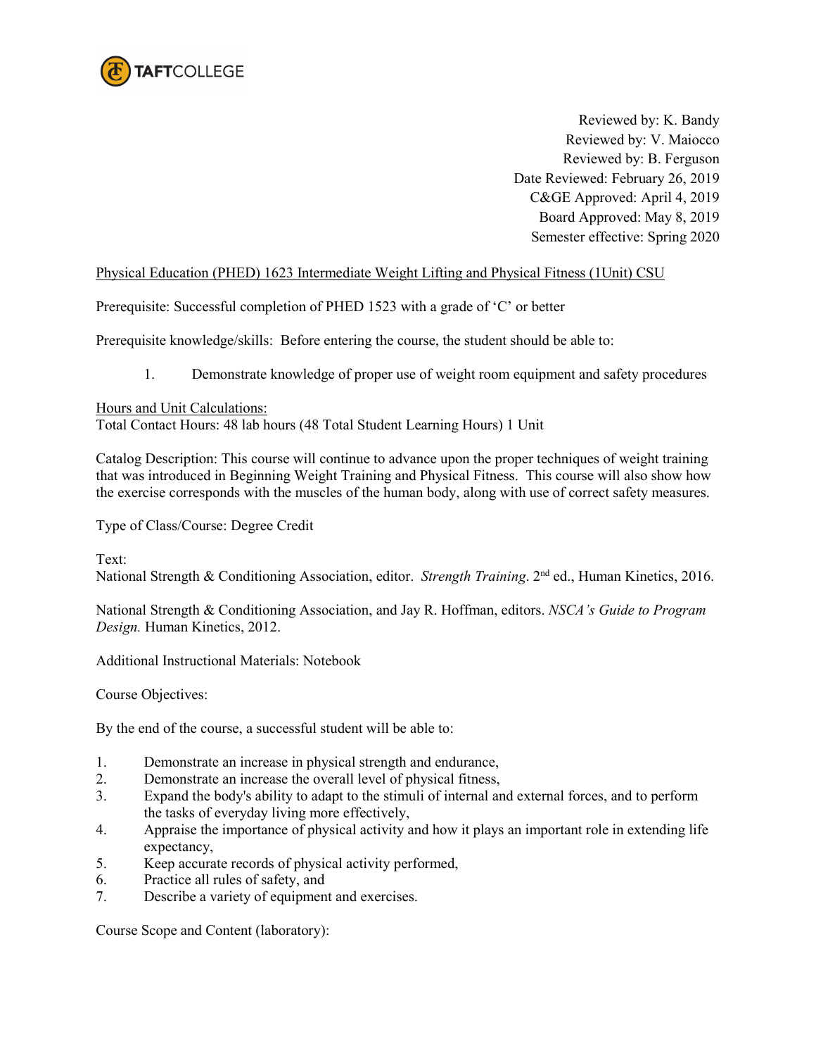TAFTCOLLEGE

Reviewed by: K. Bandy
Reviewed by: V. Maiocco
Reviewed by: B. Ferguson
Date Reviewed: February 26, 2019
C&GE Approved: April 4, 2019
Board Approved: May 8, 2019
Semester effective: Spring 2020

Physical Education (PHED) 1623 Intermediate Weight Lifting and Physical Fitness (1Unit) CSU

Prerequisite: Successful completion of PHED 1523 with a grade of 'C' or better

Prerequisite knowledge/skills: Before entering the course, the student should be able to:

1. Demonstrate knowledge of proper use of weight room equipment and safety procedures

Hours and Unit Calculations:
Total Contact Hours: 48 lab hours (48 Total Student Learning Hours) 1 Unit

Catalog Description: This course will continue to advance upon the proper techniques of weight training that was introduced in Beginning Weight Training and Physical Fitness. This course will also show how the exercise corresponds with the muscles of the human body, along with use of correct safety measures.

Type of Class/Course: Degree Credit

Text:
National Strength & Conditioning Association, editor. *Strength Training*. 2nd ed., Human Kinetics, 2016.

National Strength & Conditioning Association, and Jay R. Hoffman, editors. *NSCA's Guide to Program Design.* Human Kinetics, 2012.

Additional Instructional Materials: Notebook

Course Objectives:

By the end of the course, a successful student will be able to:

1. Demonstrate an increase in physical strength and endurance,
2. Demonstrate an increase the overall level of physical fitness,
3. Expand the body's ability to adapt to the stimuli of internal and external forces, and to perform the tasks of everyday living more effectively,
4. Appraise the importance of physical activity and how it plays an important role in extending life expectancy,
5. Keep accurate records of physical activity performed,
6. Practice all rules of safety, and
7. Describe a variety of equipment and exercises.

Course Scope and Content (laboratory):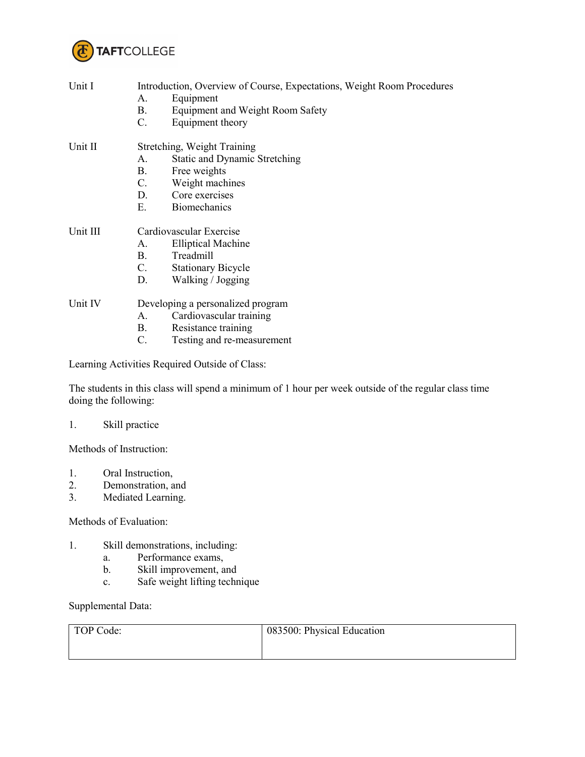Unit I Introduction, Overview of Course, Expectations, Weight Room Procedures

- A. Equipment
- B. Equipment and Weight Room Safety
- C. Equipment theory

Unit II Stretching, Weight Training

- A. Static and Dynamic Stretching
- B. Free weights
- C. Weight machines
- D. Core exercises
- E. Biomechanics

Unit III Cardiovascular Exercise

- A. Elliptical Machine
- B. Treadmill
- C. Stationary Bicycle
- D. Walking / Jogging

Unit IV Developing a personalized program

- A. Cardiovascular training
- B. Resistance training
- C. Testing and re-measurement

Learning Activities Required Outside of Class:

The students in this class will spend a minimum of 1 hour per week outside of the regular class time doing the following:

1. Skill practice

Methods of Instruction:

1. Oral Instruction,
2. Demonstration, and
3. Mediated Learning.

Methods of Evaluation:

1. Skill demonstrations, including:
   - a. Performance exams,
   - b. Skill improvement, and
   - c. Safe weight lifting technique

Supplemental Data:

| TOP Code: | 083500: Physical Education |
|---|---|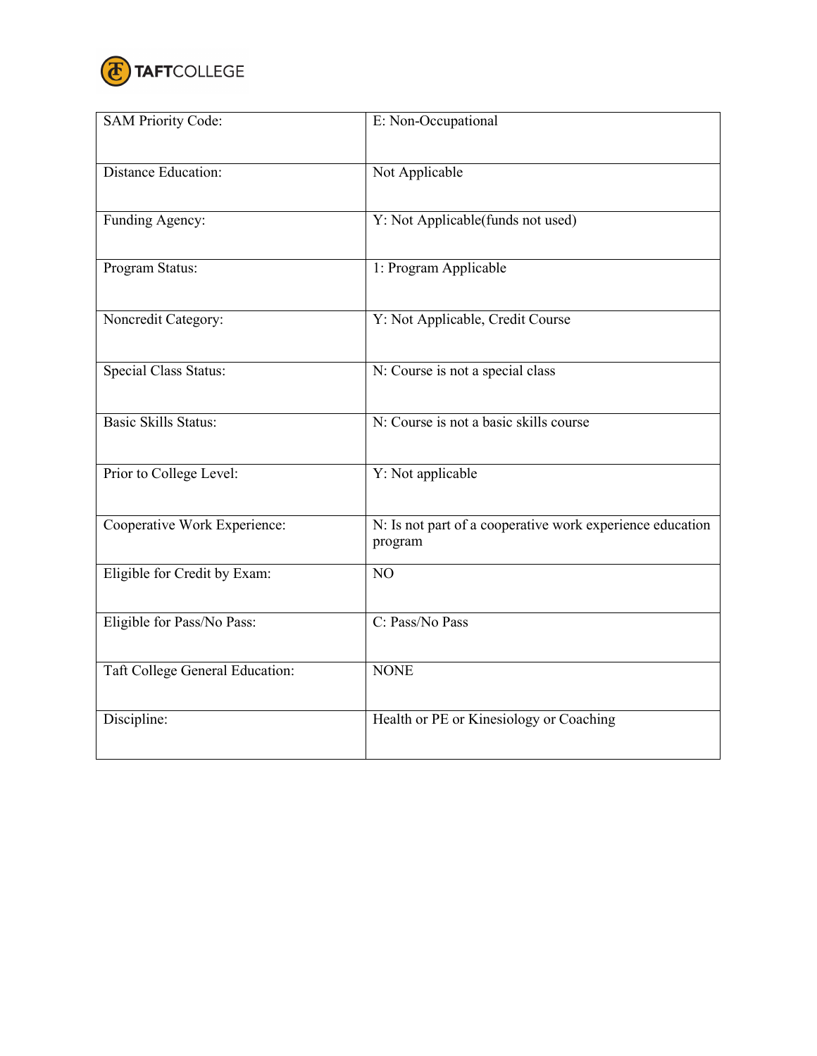| | |
|---|---|
| SAM Priority Code: | E: Non-Occupational |
| Distance Education: | Not Applicable |
| Funding Agency: | Y: Not Applicable(funds not used) |
| Program Status: | 1: Program Applicable |
| Noncredit Category: | Y: Not Applicable, Credit Course |
| Special Class Status: | N: Course is not a special class |
| Basic Skills Status: | N: Course is not a basic skills course |
| Prior to College Level: | Y: Not applicable |
| Cooperative Work Experience: | N: Is not part of a cooperative work experience education program |
| Eligible for Credit by Exam: | NO |
| Eligible for Pass/No Pass: | C: Pass/No Pass |
| Taft College General Education: | NONE |
| Discipline: | Health or PE or Kinesiology or Coaching |